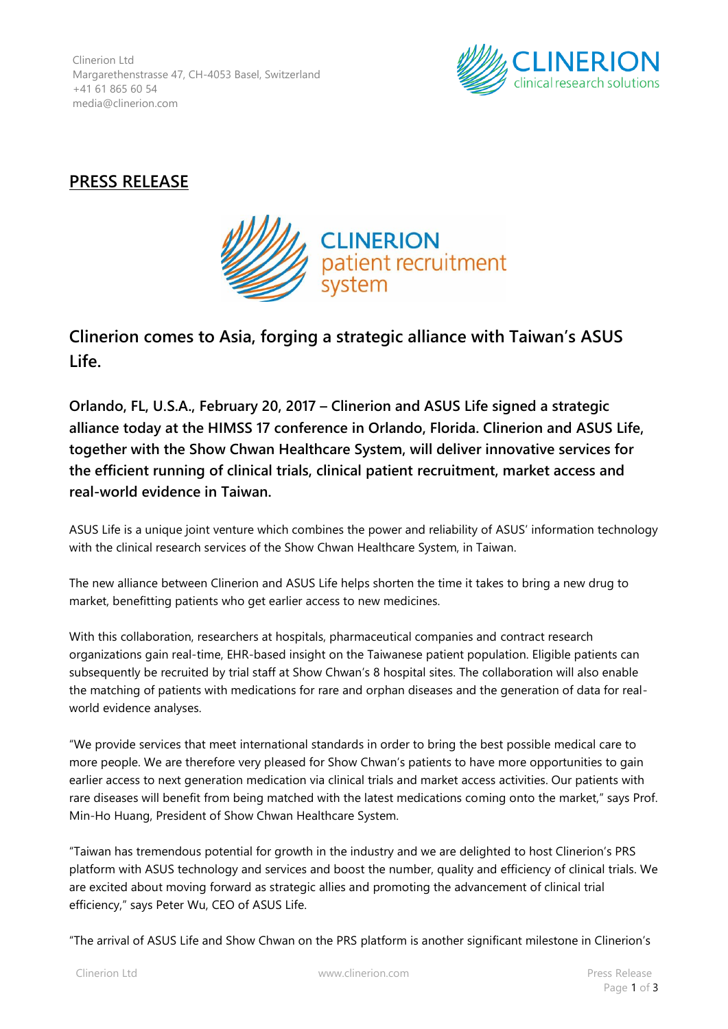Clinerion Ltd
Margarethenstrasse 47, CH-4053 Basel, Switzerland
+41 61 865 60 54
media@clinerion.com

## PRESS RELEASE

# Clinerion comes to Asia, forging a strategic alliance with Taiwan's ASUS Life.

**Orlando, FL, U.S.A., February 20, 2017 – Clinerion and ASUS Life signed a strategic alliance today at the HIMSS 17 conference in Orlando, Florida. Clinerion and ASUS Life, together with the Show Chwan Healthcare System, will deliver innovative services for the efficient running of clinical trials, clinical patient recruitment, market access and real-world evidence in Taiwan.**

ASUS Life is a unique joint venture which combines the power and reliability of ASUS' information technology with the clinical research services of the Show Chwan Healthcare System, in Taiwan.

The new alliance between Clinerion and ASUS Life helps shorten the time it takes to bring a new drug to market, benefitting patients who get earlier access to new medicines.

With this collaboration, researchers at hospitals, pharmaceutical companies and contract research organizations gain real-time, EHR-based insight on the Taiwanese patient population. Eligible patients can subsequently be recruited by trial staff at Show Chwan's 8 hospital sites. The collaboration will also enable the matching of patients with medications for rare and orphan diseases and the generation of data for real-world evidence analyses.

"We provide services that meet international standards in order to bring the best possible medical care to more people. We are therefore very pleased for Show Chwan's patients to have more opportunities to gain earlier access to next generation medication via clinical trials and market access activities. Our patients with rare diseases will benefit from being matched with the latest medications coming onto the market," says Prof. Min-Ho Huang, President of Show Chwan Healthcare System.

"Taiwan has tremendous potential for growth in the industry and we are delighted to host Clinerion's PRS platform with ASUS technology and services and boost the number, quality and efficiency of clinical trials. We are excited about moving forward as strategic allies and promoting the advancement of clinical trial efficiency," says Peter Wu, CEO of ASUS Life.

"The arrival of ASUS Life and Show Chwan on the PRS platform is another significant milestone in Clinerion's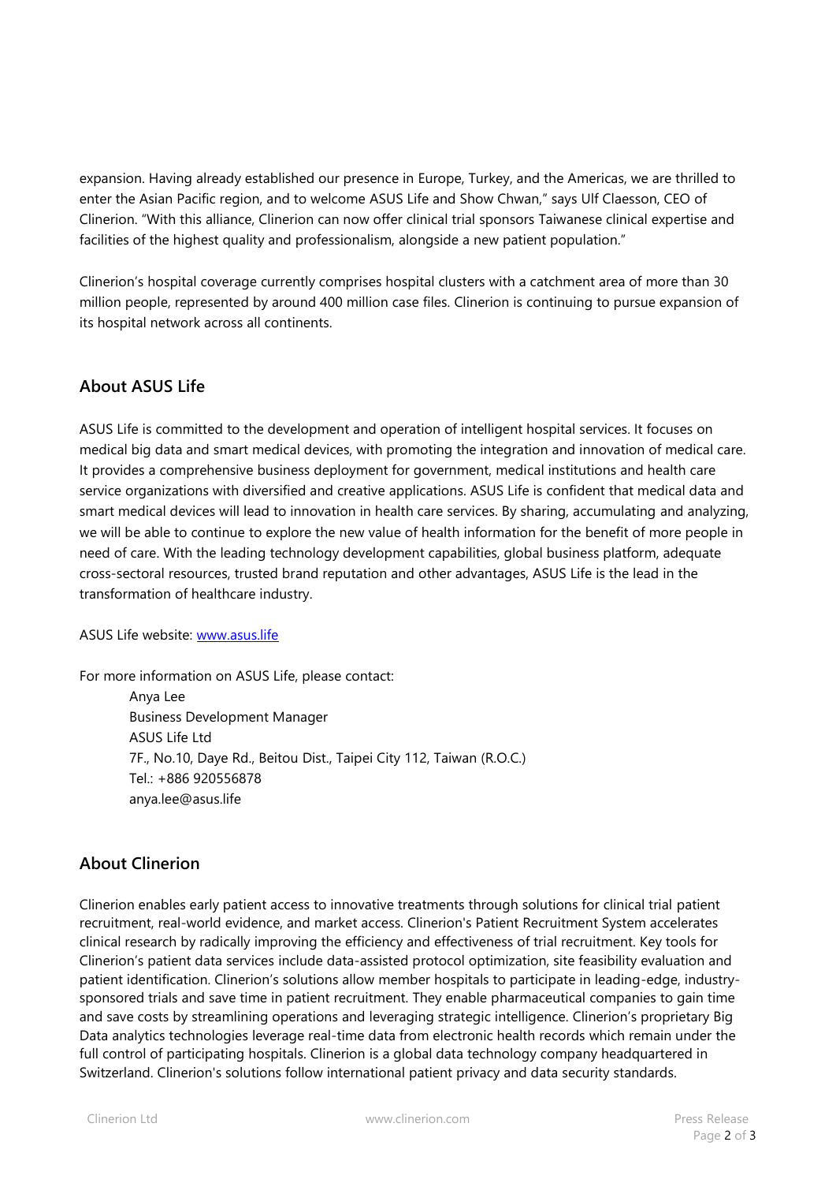expansion. Having already established our presence in Europe, Turkey, and the Americas, we are thrilled to enter the Asian Pacific region, and to welcome ASUS Life and Show Chwan," says Ulf Claesson, CEO of Clinerion. "With this alliance, Clinerion can now offer clinical trial sponsors Taiwanese clinical expertise and facilities of the highest quality and professionalism, alongside a new patient population."

Clinerion's hospital coverage currently comprises hospital clusters with a catchment area of more than 30 million people, represented by around 400 million case files. Clinerion is continuing to pursue expansion of its hospital network across all continents.

## About ASUS Life

ASUS Life is committed to the development and operation of intelligent hospital services. It focuses on medical big data and smart medical devices, with promoting the integration and innovation of medical care. It provides a comprehensive business deployment for government, medical institutions and health care service organizations with diversified and creative applications. ASUS Life is confident that medical data and smart medical devices will lead to innovation in health care services. By sharing, accumulating and analyzing, we will be able to continue to explore the new value of health information for the benefit of more people in need of care. With the leading technology development capabilities, global business platform, adequate cross-sectoral resources, trusted brand reputation and other advantages, ASUS Life is the lead in the transformation of healthcare industry.

ASUS Life website: [www.asus.life](http://www.asus.life)

For more information on ASUS Life, please contact:

Anya Lee
Business Development Manager
ASUS Life Ltd
7F., No.10, Daye Rd., Beitou Dist., Taipei City 112, Taiwan (R.O.C.)
Tel.: +886 920556878
anya.lee@asus.life

## About Clinerion

Clinerion enables early patient access to innovative treatments through solutions for clinical trial patient recruitment, real-world evidence, and market access. Clinerion's Patient Recruitment System accelerates clinical research by radically improving the efficiency and effectiveness of trial recruitment. Key tools for Clinerion's patient data services include data-assisted protocol optimization, site feasibility evaluation and patient identification. Clinerion's solutions allow member hospitals to participate in leading-edge, industry-sponsored trials and save time in patient recruitment. They enable pharmaceutical companies to gain time and save costs by streamlining operations and leveraging strategic intelligence. Clinerion's proprietary Big Data analytics technologies leverage real-time data from electronic health records which remain under the full control of participating hospitals. Clinerion is a global data technology company headquartered in Switzerland. Clinerion's solutions follow international patient privacy and data security standards.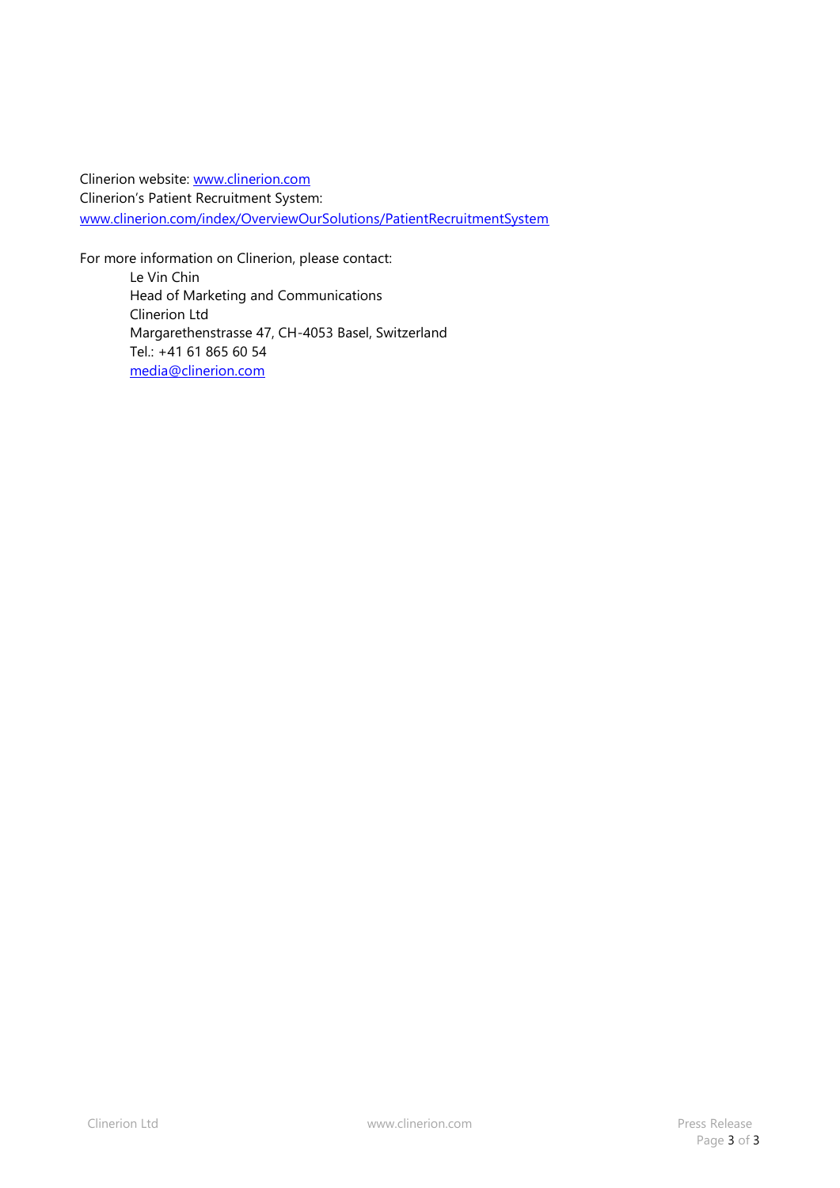Clinerion website: [www.clinerion.com](http://www.clinerion.com)
Clinerion's Patient Recruitment System:
[www.clinerion.com/index/OverviewOurSolutions/PatientRecruitmentSystem](http://www.clinerion.com/index/OverviewOurSolutions/PatientRecruitmentSystem)

For more information on Clinerion, please contact:

Le Vin Chin
Head of Marketing and Communications
Clinerion Ltd
Margarethenstrasse 47, CH-4053 Basel, Switzerland
Tel.: +41 61 865 60 54
[media@clinerion.com](mailto:media@clinerion.com)